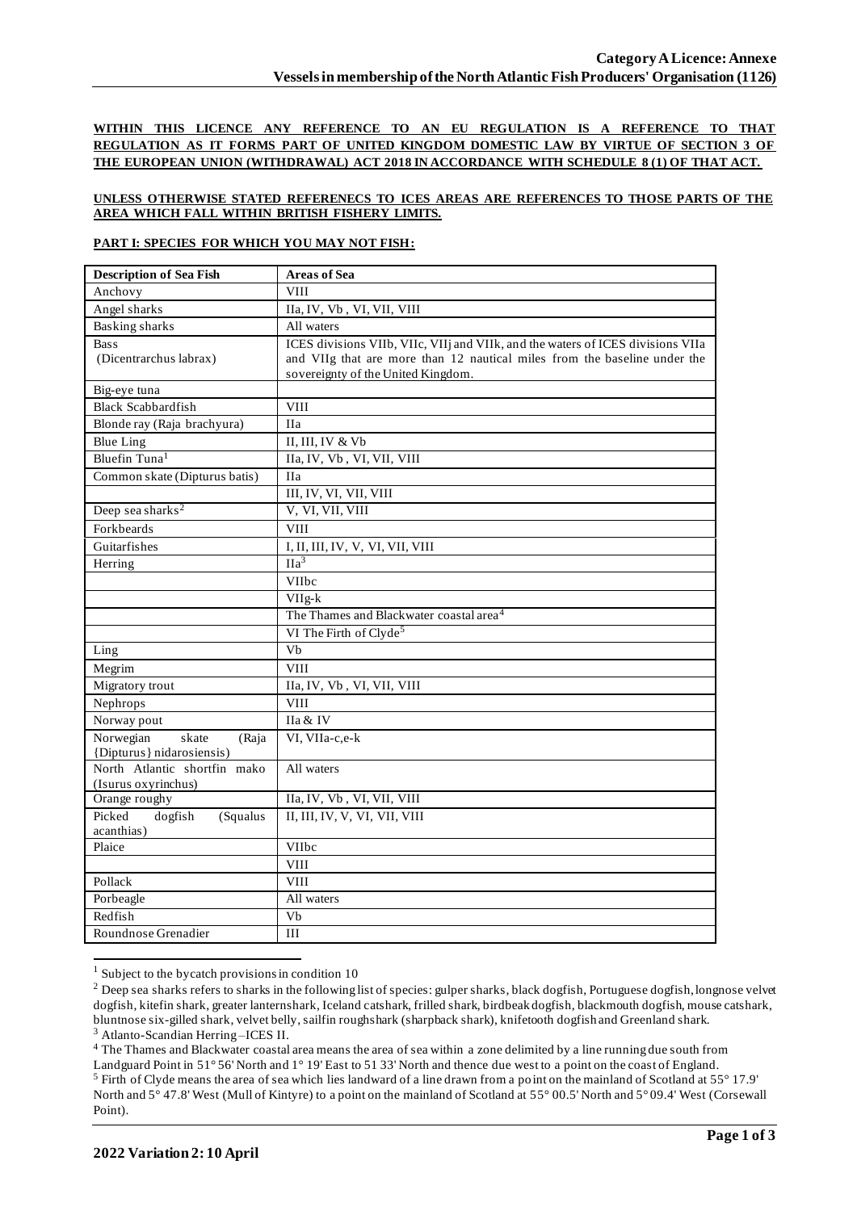**WITHIN THIS LICENCE ANY REFERENCE TO AN EU REGULATION IS A REFERENCE TO THAT REGULATION AS IT FORMS PART OF UNITED KINGDOM DOMESTIC LAW BY VIRTUE OF SECTION 3 OF THE EUROPEAN UNION (WITHDRAWAL) ACT 2018 IN ACCORDANCE WITH SCHEDULE 8 (1) OF THAT ACT.**

**UNLESS OTHERWISE STATED REFERENECS TO ICES AREAS ARE REFERENCES TO THOSE PARTS OF THE AREA WHICH FALL WITHIN BRITISH FISHERY LIMITS.**

**PART I: SPECIES FOR WHICH YOU MAY NOT FISH:**

| Description of Sea Fish | Areas of Sea |
|---|---|
| Anchovy | VIII |
| Angel sharks | IIa, IV, Vb , VI, VII, VIII |
| Basking sharks | All waters |
| Bass (Dicentrarchus labrax) | ICES divisions VIIb, VIIc, VIIj and VIIk, and the waters of ICES divisions VIIa and VIIg that are more than 12 nautical miles from the baseline under the sovereignty of the United Kingdom. |
| Big-eye tuna | |
| Black Scabbardfish | VIII |
| Blonde ray (Raja brachyura) | IIa |
| Blue Ling | II, III, IV & Vb |
| Bluefin Tuna[1] | IIa, IV, Vb , VI, VII, VIII |
| Common skate (Dipturus batis) | IIa |
| | III, IV, VI, VII, VIII |
| Deep sea sharks[2] | V, VI, VII, VIII |
| Forkbeards | VIII |
| Guitarfishes | I, II, III, IV, V, VI, VII, VIII |
| Herring | IIa[3] |
| | VIIbc |
| | VIIg-k |
| | The Thames and Blackwater coastal area[4] |
| | VI The Firth of Clyde[5] |
| Ling | Vb |
| Megrim | VIII |
| Migratory trout | IIa, IV, Vb , VI, VII, VIII |
| Nephrops | VIII |
| Norway pout | IIa & IV |
| Norwegian skate (Raja {Dipturus} nidarosiensis) | VI, VIIa-c,e-k |
| North Atlantic shortfin mako (Isurus oxyrinchus) | All waters |
| Orange roughy | IIa, IV, Vb , VI, VII, VIII |
| Picked dogfish (Squalus acanthias) | II, III, IV, V, VI, VII, VIII |
| Plaice | VIIbc |
| | VIII |
| Pollack | VIII |
| Porbeagle | All waters |
| Redfish | Vb |
| Roundnose Grenadier | III |

[1] Subject to the bycatch provisions in condition 10

[2] Deep sea sharks refers to sharks in the following list of species: gulper sharks, black dogfish, Portuguese dogfish, longnose velvet dogfish, kitefin shark, greater lanternshark, Iceland catshark, frilled shark, birdbeak dogfish, blackmouth dogfish, mouse catshark, bluntnose six-gilled shark, velvet belly, sailfin roughshark (sharpback shark), knifetooth dogfish and Greenland shark.

[3] Atlanto-Scandian Herring –ICES II.

[4] The Thames and Blackwater coastal area means the area of sea within a zone delimited by a line running due south from Landguard Point in 51° 56' North and 1° 19' East to 51 33' North and thence due west to a point on the coast of England.

[5] Firth of Clyde means the area of sea which lies landward of a line drawn from a point on the mainland of Scotland at 55° 17.9' North and 5° 47.8' West (Mull of Kintyre) to a point on the mainland of Scotland at 55° 00.5' North and 5° 09.4' West (Corsewall Point).

**2022 Variation 2: 10 April**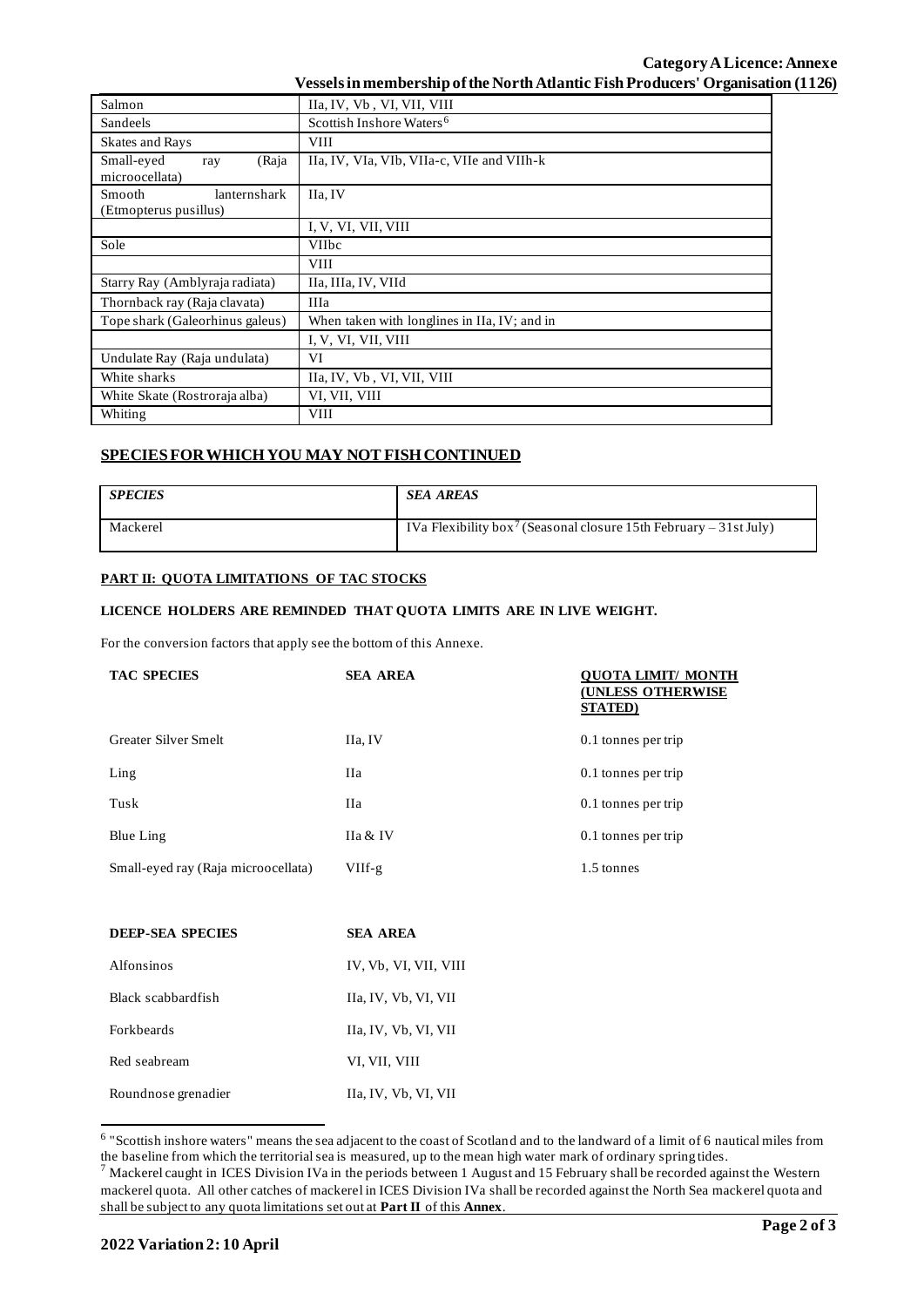| | |
|---|---|
| Salmon | IIa, IV, Vb , VI, VII, VIII |
| Sandeels | Scottish Inshore Waters[6] |
| Skates and Rays | VIII |
| Small-eyed ray (Raja microocellata) | IIa, IV, VIa, VIb, VIIa-c, VIIe and VIIh-k |
| Smooth lanternshark (Etmopterus pusillus) | IIa, IV |
| | I, V, VI, VII, VIII |
| Sole | VIIbc |
| | VIII |
| Starry Ray (Amblyraja radiata) | IIa, IIIa, IV, VIId |
| Thornback ray (Raja clavata) | IIIa |
| Tope shark (Galeorhinus galeus) | When taken with longlines in IIa, IV; and in |
| | I, V, VI, VII, VIII |
| Undulate Ray (Raja undulata) | VI |
| White sharks | IIa, IV, Vb , VI, VII, VIII |
| White Skate (Rostroraja alba) | VI, VII, VIII |
| Whiting | VIII |

## SPECIES FOR WHICH YOU MAY NOT FISH CONTINUED

| *SPECIES* | *SEA AREAS* |
|---|---|
| Mackerel | IVa Flexibility box[7] (Seasonal closure 15th February – 31st July) |

### PART II: QUOTA LIMITATIONS OF TAC STOCKS

**LICENCE HOLDERS ARE REMINDED THAT QUOTA LIMITS ARE IN LIVE WEIGHT.**

For the conversion factors that apply see the bottom of this Annexe.

| TAC SPECIES | SEA AREA | QUOTA LIMIT/ MONTH (UNLESS OTHERWISE STATED) |
|---|---|---|
| Greater Silver Smelt | IIa, IV | 0.1 tonnes per trip |
| Ling | IIa | 0.1 tonnes per trip |
| Tusk | IIa | 0.1 tonnes per trip |
| Blue Ling | IIa & IV | 0.1 tonnes per trip |
| Small-eyed ray (Raja microocellata) | VIIf-g | 1.5 tonnes |

| DEEP-SEA SPECIES | SEA AREA |
|---|---|
| Alfonsinos | IV, Vb, VI, VII, VIII |
| Black scabbardfish | IIa, IV, Vb, VI, VII |
| Forkbeards | IIa, IV, Vb, VI, VII |
| Red seabream | VI, VII, VIII |
| Roundnose grenadier | IIa, IV, Vb, VI, VII |

[6] "Scottish inshore waters" means the sea adjacent to the coast of Scotland and to the landward of a limit of 6 nautical miles from the baseline from which the territorial sea is measured, up to the mean high water mark of ordinary spring tides.

[7] Mackerel caught in ICES Division IVa in the periods between 1 August and 15 February shall be recorded against the Western mackerel quota. All other catches of mackerel in ICES Division IVa shall be recorded against the North Sea mackerel quota and shall be subject to any quota limitations set out at **Part II** of this **Annex**.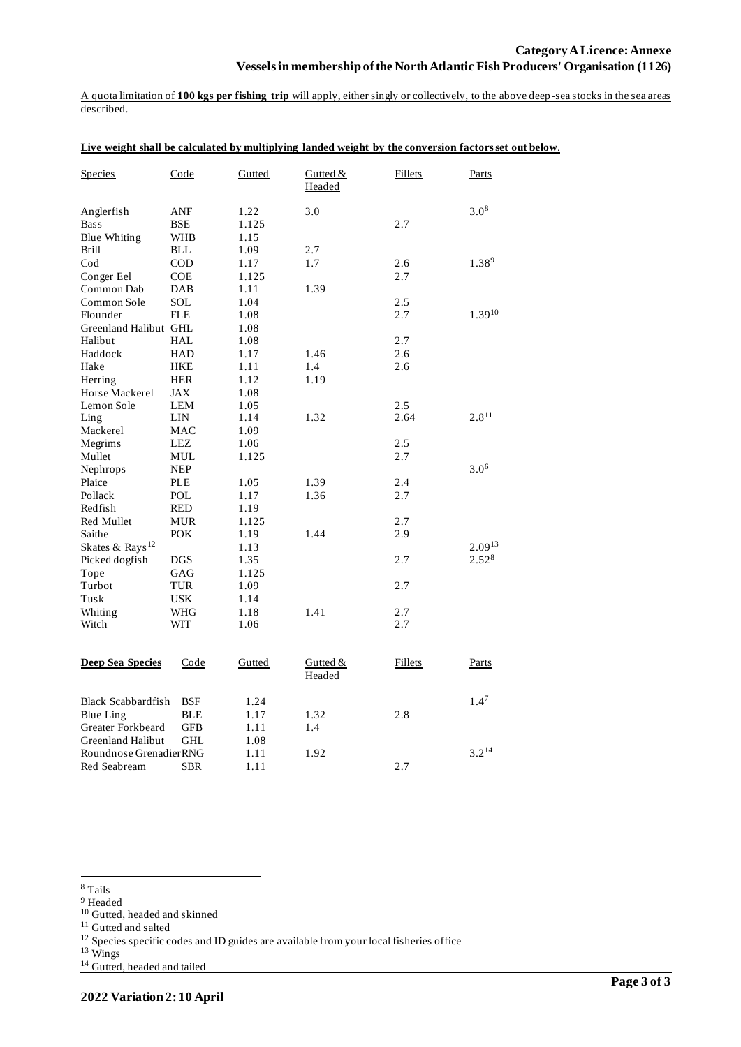**Category A Licence: Annexe**
**Vessels in membership of the North Atlantic Fish Producers' Organisation (1126)**

A quota limitation of **100 kgs per fishing trip** will apply, either singly or collectively, to the above deep-sea stocks in the sea areas described.

**Live weight shall be calculated by multiplying landed weight by the conversion factors set out below.**

| Species | Code | Gutted | Gutted & Headed | Fillets | Parts |
|---|---|---|---|---|---|
| Anglerfish | ANF | 1.22 | 3.0 | | 3.0[8] |
| Bass | BSE | 1.125 | | 2.7 | |
| Blue Whiting | WHB | 1.15 | | | |
| Brill | BLL | 1.09 | 2.7 | | |
| Cod | COD | 1.17 | 1.7 | 2.6 | 1.38[9] |
| Conger Eel | COE | 1.125 | | 2.7 | |
| Common Dab | DAB | 1.11 | 1.39 | | |
| Common Sole | SOL | 1.04 | | 2.5 | |
| Flounder | FLE | 1.08 | | 2.7 | 1.39[10] |
| Greenland Halibut | GHL | 1.08 | | | |
| Halibut | HAL | 1.08 | | 2.7 | |
| Haddock | HAD | 1.17 | 1.46 | 2.6 | |
| Hake | HKE | 1.11 | 1.4 | 2.6 | |
| Herring | HER | 1.12 | 1.19 | | |
| Horse Mackerel | JAX | 1.08 | | | |
| Lemon Sole | LEM | 1.05 | | 2.5 | |
| Ling | LIN | 1.14 | 1.32 | 2.64 | 2.8[11] |
| Mackerel | MAC | 1.09 | | | |
| Megrims | LEZ | 1.06 | | 2.5 | |
| Mullet | MUL | 1.125 | | 2.7 | |
| Nephrops | NEP | | | | 3.0[6] |
| Plaice | PLE | 1.05 | 1.39 | 2.4 | |
| Pollack | POL | 1.17 | 1.36 | 2.7 | |
| Redfish | RED | 1.19 | | | |
| Red Mullet | MUR | 1.125 | | 2.7 | |
| Saithe | POK | 1.19 | 1.44 | 2.9 | |
| Skates & Rays[12] | | 1.13 | | | 2.09[13] |
| Picked dogfish | DGS | 1.35 | | 2.7 | 2.52[8] |
| Tope | GAG | 1.125 | | | |
| Turbot | TUR | 1.09 | | 2.7 | |
| Tusk | USK | 1.14 | | | |
| Whiting | WHG | 1.18 | 1.41 | 2.7 | |
| Witch | WIT | 1.06 | | 2.7 | |

| **Deep Sea Species** | Code | Gutted | Gutted & Headed | Fillets | Parts |
|---|---|---|---|---|---|
| Black Scabbardfish | BSF | 1.24 | | | 1.4[7] |
| Blue Ling | BLE | 1.17 | 1.32 | 2.8 | |
| Greater Forkbeard | GFB | 1.11 | 1.4 | | |
| Greenland Halibut | GHL | 1.08 | | | |
| Roundnose Grenadier | RNG | 1.11 | 1.92 | | 3.2[14] |
| Red Seabream | SBR | 1.11 | | 2.7 | |

[8] Tails
[9] Headed
[10] Gutted, headed and skinned
[11] Gutted and salted
[12] Species specific codes and ID guides are available from your local fisheries office
[13] Wings
[14] Gutted, headed and tailed

**2022 Variation 2: 10 April**